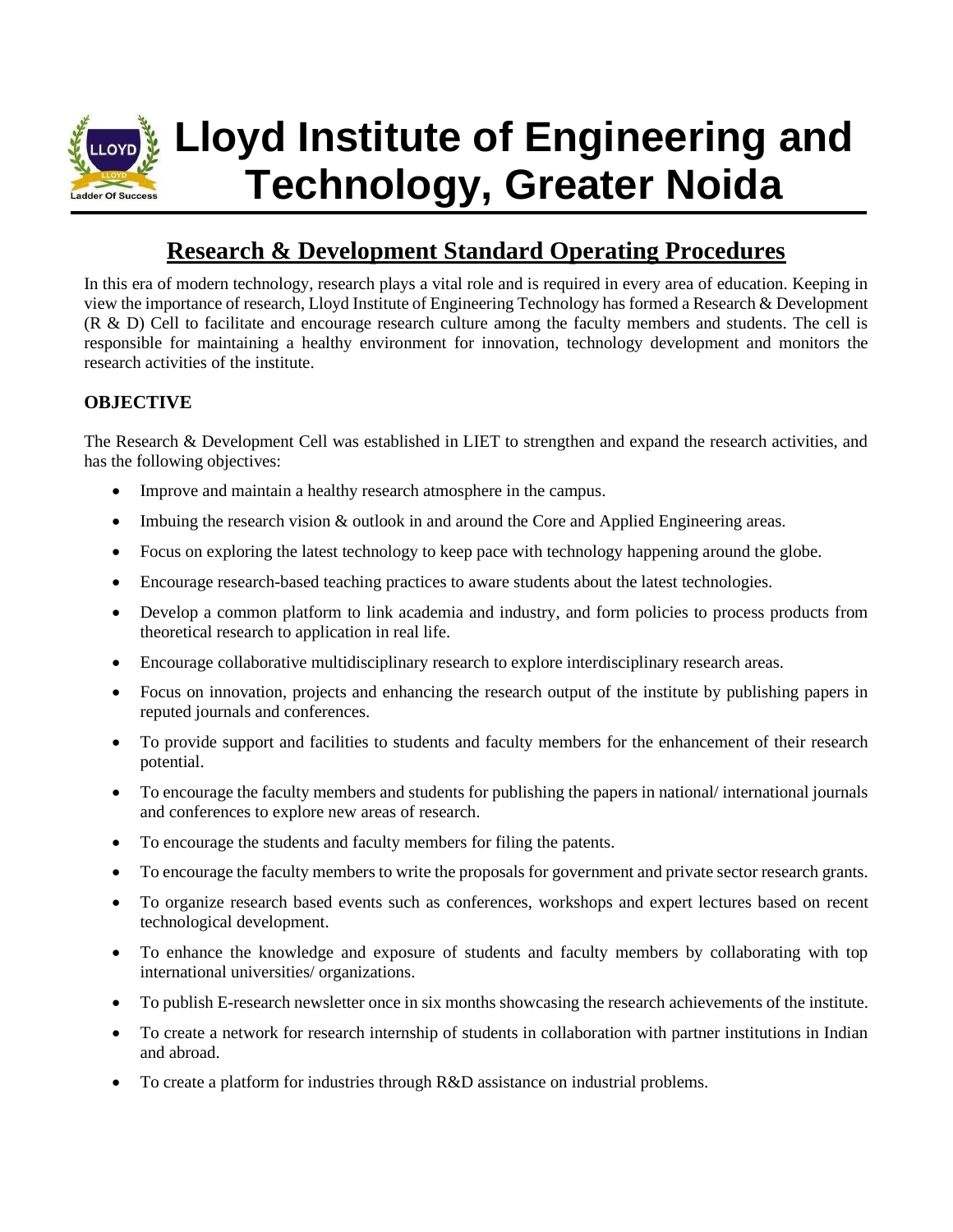# Lloyd Institute of Engineering and Technology, Greater Noida

## Research & Development Standard Operating Procedures

In this era of modern technology, research plays a vital role and is required in every area of education. Keeping in view the importance of research, Lloyd Institute of Engineering Technology has formed a Research & Development (R & D) Cell to facilitate and encourage research culture among the faculty members and students. The cell is responsible for maintaining a healthy environment for innovation, technology development and monitors the research activities of the institute.

### OBJECTIVE

The Research & Development Cell was established in LIET to strengthen and expand the research activities, and has the following objectives:

- Improve and maintain a healthy research atmosphere in the campus.
- Imbuing the research vision & outlook in and around the Core and Applied Engineering areas.
- Focus on exploring the latest technology to keep pace with technology happening around the globe.
- Encourage research-based teaching practices to aware students about the latest technologies.
- Develop a common platform to link academia and industry, and form policies to process products from theoretical research to application in real life.
- Encourage collaborative multidisciplinary research to explore interdisciplinary research areas.
- Focus on innovation, projects and enhancing the research output of the institute by publishing papers in reputed journals and conferences.
- To provide support and facilities to students and faculty members for the enhancement of their research potential.
- To encourage the faculty members and students for publishing the papers in national/ international journals and conferences to explore new areas of research.
- To encourage the students and faculty members for filing the patents.
- To encourage the faculty members to write the proposals for government and private sector research grants.
- To organize research based events such as conferences, workshops and expert lectures based on recent technological development.
- To enhance the knowledge and exposure of students and faculty members by collaborating with top international universities/ organizations.
- To publish E-research newsletter once in six months showcasing the research achievements of the institute.
- To create a network for research internship of students in collaboration with partner institutions in Indian and abroad.
- To create a platform for industries through R&D assistance on industrial problems.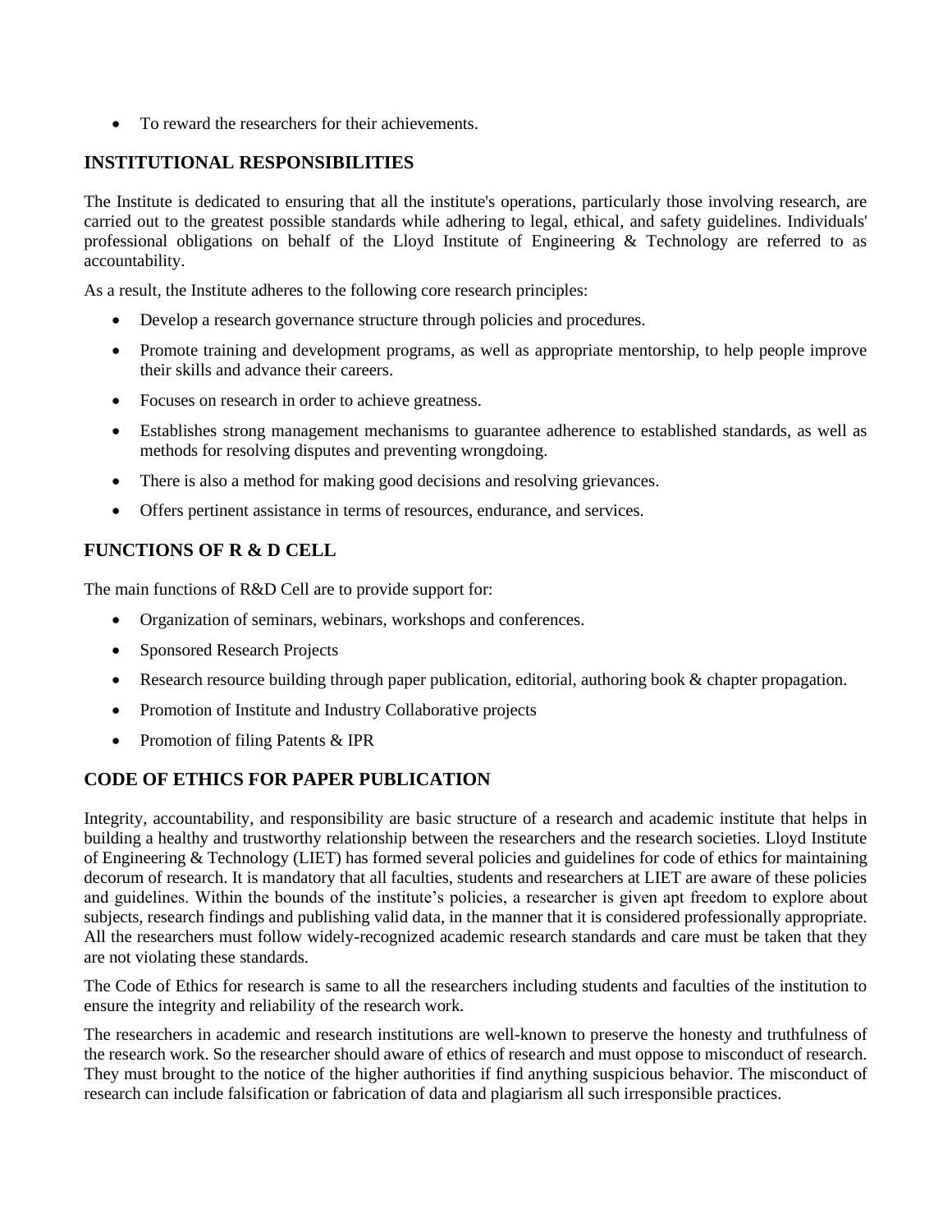- To reward the researchers for their achievements.

## INSTITUTIONAL RESPONSIBILITIES

The Institute is dedicated to ensuring that all the institute's operations, particularly those involving research, are carried out to the greatest possible standards while adhering to legal, ethical, and safety guidelines. Individuals' professional obligations on behalf of the Lloyd Institute of Engineering & Technology are referred to as accountability.

As a result, the Institute adheres to the following core research principles:

- Develop a research governance structure through policies and procedures.
- Promote training and development programs, as well as appropriate mentorship, to help people improve their skills and advance their careers.
- Focuses on research in order to achieve greatness.
- Establishes strong management mechanisms to guarantee adherence to established standards, as well as methods for resolving disputes and preventing wrongdoing.
- There is also a method for making good decisions and resolving grievances.
- Offers pertinent assistance in terms of resources, endurance, and services.

## FUNCTIONS OF R & D CELL

The main functions of R&D Cell are to provide support for:

- Organization of seminars, webinars, workshops and conferences.
- Sponsored Research Projects
- Research resource building through paper publication, editorial, authoring book & chapter propagation.
- Promotion of Institute and Industry Collaborative projects
- Promotion of filing Patents & IPR

## CODE OF ETHICS FOR PAPER PUBLICATION

Integrity, accountability, and responsibility are basic structure of a research and academic institute that helps in building a healthy and trustworthy relationship between the researchers and the research societies. Lloyd Institute of Engineering & Technology (LIET) has formed several policies and guidelines for code of ethics for maintaining decorum of research. It is mandatory that all faculties, students and researchers at LIET are aware of these policies and guidelines. Within the bounds of the institute's policies, a researcher is given apt freedom to explore about subjects, research findings and publishing valid data, in the manner that it is considered professionally appropriate. All the researchers must follow widely-recognized academic research standards and care must be taken that they are not violating these standards.

The Code of Ethics for research is same to all the researchers including students and faculties of the institution to ensure the integrity and reliability of the research work.

The researchers in academic and research institutions are well-known to preserve the honesty and truthfulness of the research work. So the researcher should aware of ethics of research and must oppose to misconduct of research. They must brought to the notice of the higher authorities if find anything suspicious behavior. The misconduct of research can include falsification or fabrication of data and plagiarism all such irresponsible practices.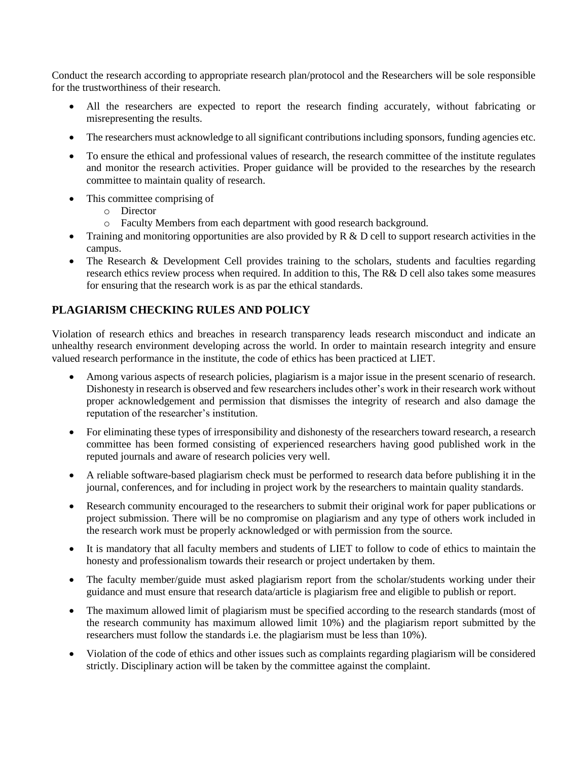Conduct the research according to appropriate research plan/protocol and the Researchers will be sole responsible for the trustworthiness of their research.

- All the researchers are expected to report the research finding accurately, without fabricating or misrepresenting the results.
- The researchers must acknowledge to all significant contributions including sponsors, funding agencies etc.
- To ensure the ethical and professional values of research, the research committee of the institute regulates and monitor the research activities. Proper guidance will be provided to the researches by the research committee to maintain quality of research.
- This committee comprising of
    - Director
    - Faculty Members from each department with good research background.
- Training and monitoring opportunities are also provided by R & D cell to support research activities in the campus.
- The Research & Development Cell provides training to the scholars, students and faculties regarding research ethics review process when required. In addition to this, The R& D cell also takes some measures for ensuring that the research work is as par the ethical standards.

## PLAGIARISM CHECKING RULES AND POLICY

Violation of research ethics and breaches in research transparency leads research misconduct and indicate an unhealthy research environment developing across the world. In order to maintain research integrity and ensure valued research performance in the institute, the code of ethics has been practiced at LIET.

- Among various aspects of research policies, plagiarism is a major issue in the present scenario of research. Dishonesty in research is observed and few researchers includes other's work in their research work without proper acknowledgement and permission that dismisses the integrity of research and also damage the reputation of the researcher's institution.
- For eliminating these types of irresponsibility and dishonesty of the researchers toward research, a research committee has been formed consisting of experienced researchers having good published work in the reputed journals and aware of research policies very well.
- A reliable software-based plagiarism check must be performed to research data before publishing it in the journal, conferences, and for including in project work by the researchers to maintain quality standards.
- Research community encouraged to the researchers to submit their original work for paper publications or project submission. There will be no compromise on plagiarism and any type of others work included in the research work must be properly acknowledged or with permission from the source.
- It is mandatory that all faculty members and students of LIET to follow to code of ethics to maintain the honesty and professionalism towards their research or project undertaken by them.
- The faculty member/guide must asked plagiarism report from the scholar/students working under their guidance and must ensure that research data/article is plagiarism free and eligible to publish or report.
- The maximum allowed limit of plagiarism must be specified according to the research standards (most of the research community has maximum allowed limit 10%) and the plagiarism report submitted by the researchers must follow the standards i.e. the plagiarism must be less than 10%).
- Violation of the code of ethics and other issues such as complaints regarding plagiarism will be considered strictly. Disciplinary action will be taken by the committee against the complaint.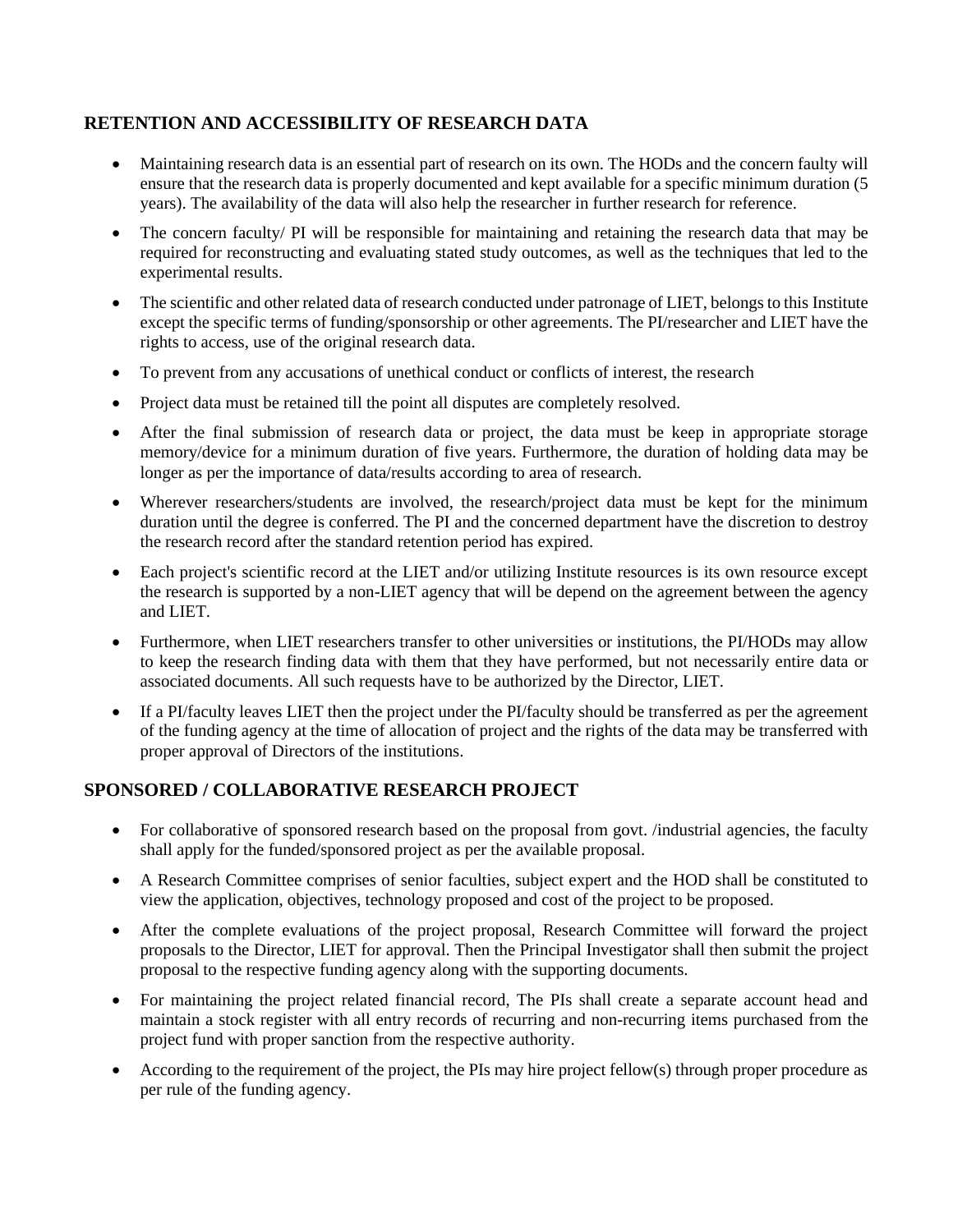## RETENTION AND ACCESSIBILITY OF RESEARCH DATA

- Maintaining research data is an essential part of research on its own. The HODs and the concern faulty will ensure that the research data is properly documented and kept available for a specific minimum duration (5 years). The availability of the data will also help the researcher in further research for reference.
- The concern faculty/ PI will be responsible for maintaining and retaining the research data that may be required for reconstructing and evaluating stated study outcomes, as well as the techniques that led to the experimental results.
- The scientific and other related data of research conducted under patronage of LIET, belongs to this Institute except the specific terms of funding/sponsorship or other agreements. The PI/researcher and LIET have the rights to access, use of the original research data.
- To prevent from any accusations of unethical conduct or conflicts of interest, the research
- Project data must be retained till the point all disputes are completely resolved.
- After the final submission of research data or project, the data must be keep in appropriate storage memory/device for a minimum duration of five years. Furthermore, the duration of holding data may be longer as per the importance of data/results according to area of research.
- Wherever researchers/students are involved, the research/project data must be kept for the minimum duration until the degree is conferred. The PI and the concerned department have the discretion to destroy the research record after the standard retention period has expired.
- Each project's scientific record at the LIET and/or utilizing Institute resources is its own resource except the research is supported by a non-LIET agency that will be depend on the agreement between the agency and LIET.
- Furthermore, when LIET researchers transfer to other universities or institutions, the PI/HODs may allow to keep the research finding data with them that they have performed, but not necessarily entire data or associated documents. All such requests have to be authorized by the Director, LIET.
- If a PI/faculty leaves LIET then the project under the PI/faculty should be transferred as per the agreement of the funding agency at the time of allocation of project and the rights of the data may be transferred with proper approval of Directors of the institutions.

## SPONSORED / COLLABORATIVE RESEARCH PROJECT

- For collaborative of sponsored research based on the proposal from govt. /industrial agencies, the faculty shall apply for the funded/sponsored project as per the available proposal.
- A Research Committee comprises of senior faculties, subject expert and the HOD shall be constituted to view the application, objectives, technology proposed and cost of the project to be proposed.
- After the complete evaluations of the project proposal, Research Committee will forward the project proposals to the Director, LIET for approval. Then the Principal Investigator shall then submit the project proposal to the respective funding agency along with the supporting documents.
- For maintaining the project related financial record, The PIs shall create a separate account head and maintain a stock register with all entry records of recurring and non-recurring items purchased from the project fund with proper sanction from the respective authority.
- According to the requirement of the project, the PIs may hire project fellow(s) through proper procedure as per rule of the funding agency.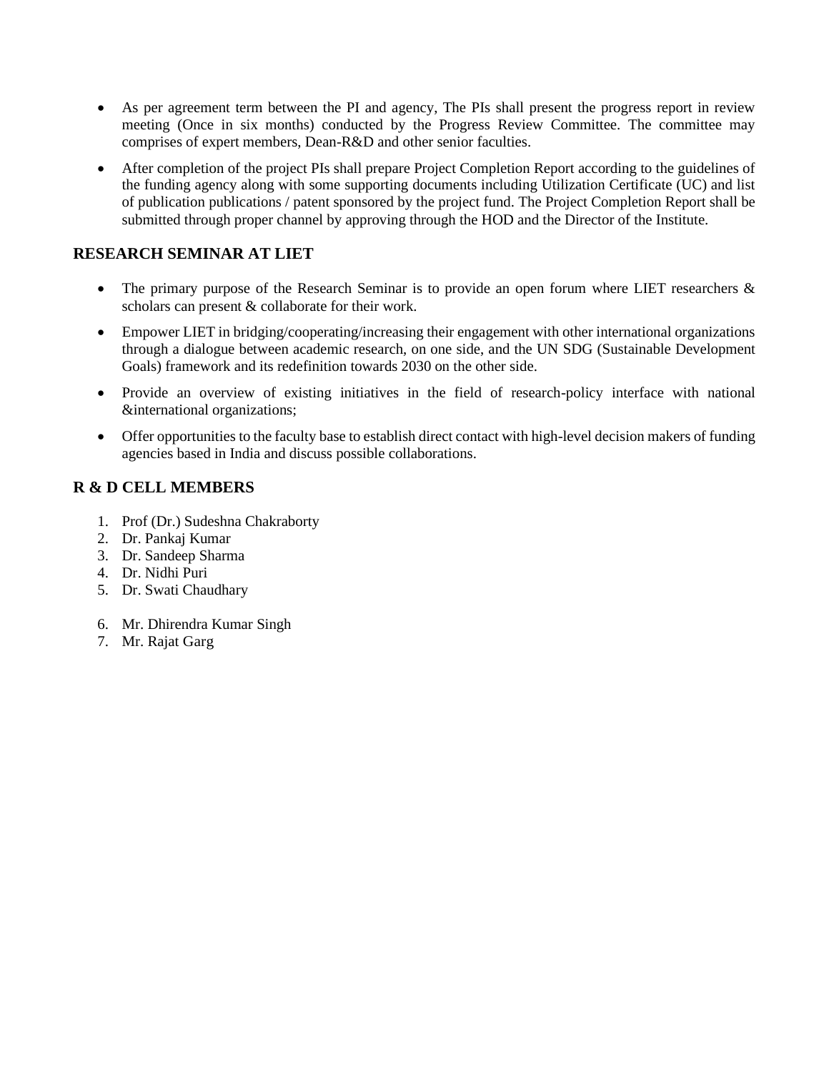- As per agreement term between the PI and agency, The PIs shall present the progress report in review meeting (Once in six months) conducted by the Progress Review Committee. The committee may comprises of expert members, Dean-R&D and other senior faculties.
- After completion of the project PIs shall prepare Project Completion Report according to the guidelines of the funding agency along with some supporting documents including Utilization Certificate (UC) and list of publication publications / patent sponsored by the project fund. The Project Completion Report shall be submitted through proper channel by approving through the HOD and the Director of the Institute.

## RESEARCH SEMINAR AT LIET

- The primary purpose of the Research Seminar is to provide an open forum where LIET researchers & scholars can present & collaborate for their work.
- Empower LIET in bridging/cooperating/increasing their engagement with other international organizations through a dialogue between academic research, on one side, and the UN SDG (Sustainable Development Goals) framework and its redefinition towards 2030 on the other side.
- Provide an overview of existing initiatives in the field of research-policy interface with national &international organizations;
- Offer opportunities to the faculty base to establish direct contact with high-level decision makers of funding agencies based in India and discuss possible collaborations.

## R & D CELL MEMBERS

1. Prof (Dr.) Sudeshna Chakraborty
2. Dr. Pankaj Kumar
3. Dr. Sandeep Sharma
4. Dr. Nidhi Puri
5. Dr. Swati Chaudhary
6. Mr. Dhirendra Kumar Singh
7. Mr. Rajat Garg